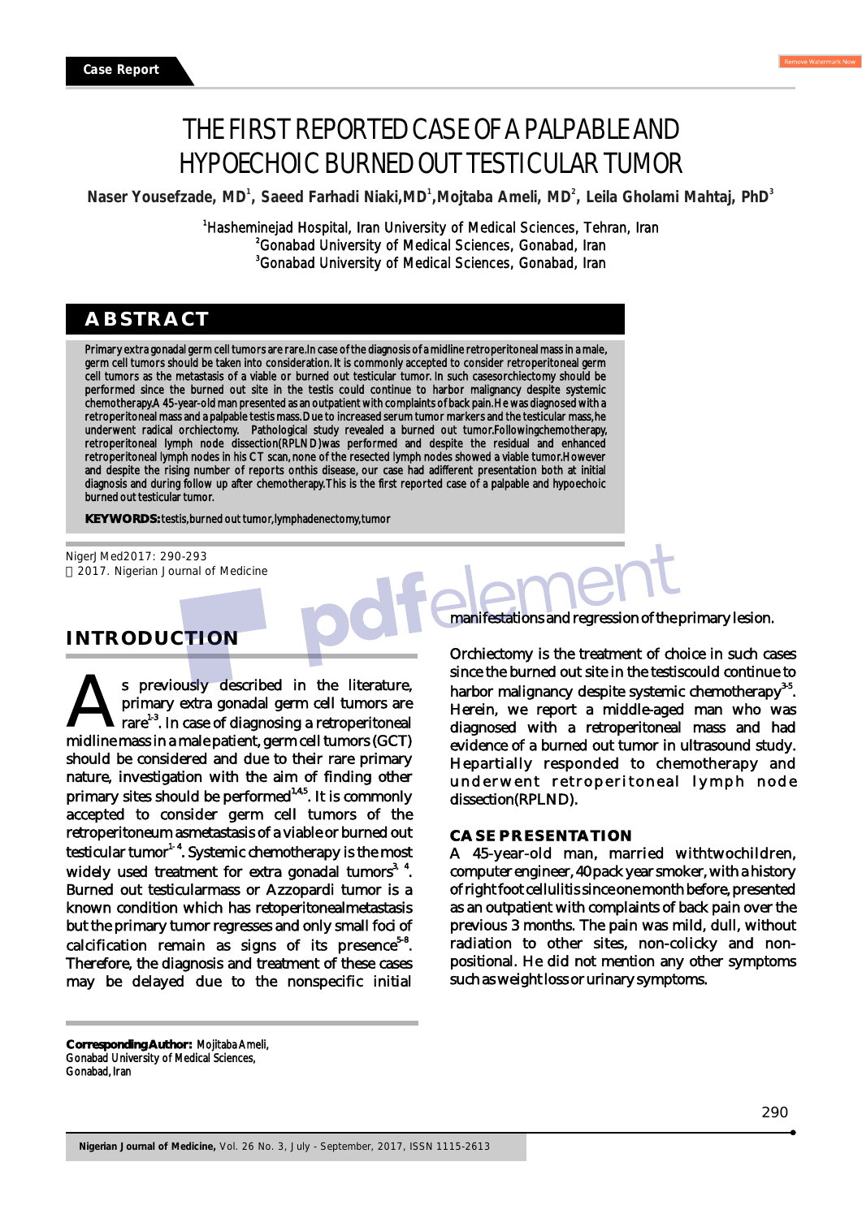Case Report

# THE FIRST REPORTED CASE OF A PALPABLE AND HYPOECHOIC BURNED OUT TESTICULAR TUMOR

**Naser Yousefzade, MD[1], Saeed Farhadi Niaki,MD[1],Mojtaba Ameli, MD[2], Leila Gholami Mahtaj, PhD[3]**

[1]Hasheminejad Hospital, Iran University of Medical Sciences, Tehran, Iran
[2]Gonabad University of Medical Sciences, Gonabad, Iran
[3]Gonabad University of Medical Sciences, Gonabad, Iran

## ABSTRACT

Primary extra gonadal germ cell tumors are rare.In case of the diagnosis of a midline retroperitoneal mass in a male, germ cell tumors should be taken into consideration. It is commonly accepted to consider retroperitoneal germ cell tumors as the metastasis of a viable or burned out testicular tumor. In such casesorchiectomy should be performed since the burned out site in the testis could continue to harbor malignancy despite systemic chemotherapy.A 45-year-old man presented as an outpatient with complaints of back pain.He was diagnosed with a retroperitoneal mass and a palpable testis mass.Due to increased serum tumor markers and the testicular mass,he underwent radical orchiectomy. Pathological study revealed a burned out tumor.Followingchemotherapy, retroperitoneal lymph node dissection(RPLND)was performed and despite the residual and enhanced retroperitoneal lymph nodes in his CT scan,none of the resected lymph nodes showed a viable tumor.However and despite the rising number of reports onthis disease, our case had adifferent presentation both at initial diagnosis and during follow up after chemotherapy.This is the first reported case of a palpable and hypoechoic burned out testicular tumor.

**KEYWORDS:** testis,burned out tumor,lymphadenectomy,tumor

NigerJMed2017: 290-293
2017. Nigerian Journal of Medicine

## INTRODUCTION

As previously described in the literature, primary extra gonadal germ cell tumors are rare[1-3]. In case of diagnosing a retroperitoneal midline mass in a male patient, germ cell tumors (GCT) should be considered and due to their rare primary nature, investigation with the aim of finding other primary sites should be performed[1,4,5]. It is commonly accepted to consider germ cell tumors of the retroperitoneum asmetastasis of a viable or burned out testicular tumor[1-4]. Systemic chemotherapy is the most widely used treatment for extra gonadal tumors[3,4]. Burned out testicularmass or Azzopardi tumor is a known condition which has retoperitonealmetastasis but the primary tumor regresses and only small foci of calcification remain as signs of its presence[5-8]. Therefore, the diagnosis and treatment of these cases may be delayed due to the nonspecific initial manifestations and regression of the primary lesion.

Orchiectomy is the treatment of choice in such cases since the burned out site in the testiscould continue to harbor malignancy despite systemic chemotherapy[3-5]. Herein, we report a middle-aged man who was diagnosed with a retroperitoneal mass and had evidence of a burned out tumor in ultrasound study. Hepartially responded to chemotherapy and underwent retroperitoneal lymph node dissection(RPLND).

## CASE PRESENTATION

A 45-year-old man, married withtwochildren, computer engineer, 40 pack year smoker, with a history of right foot cellulitis since one month before, presented as an outpatient with complaints of back pain over the previous 3 months. The pain was mild, dull, without radiation to other sites, non-colicky and non-positional. He did not mention any other symptoms such as weight loss or urinary symptoms.

**Corresponding Author:** Mojitaba Ameli,
Gonabad University of Medical Sciences,
Gonabad, Iran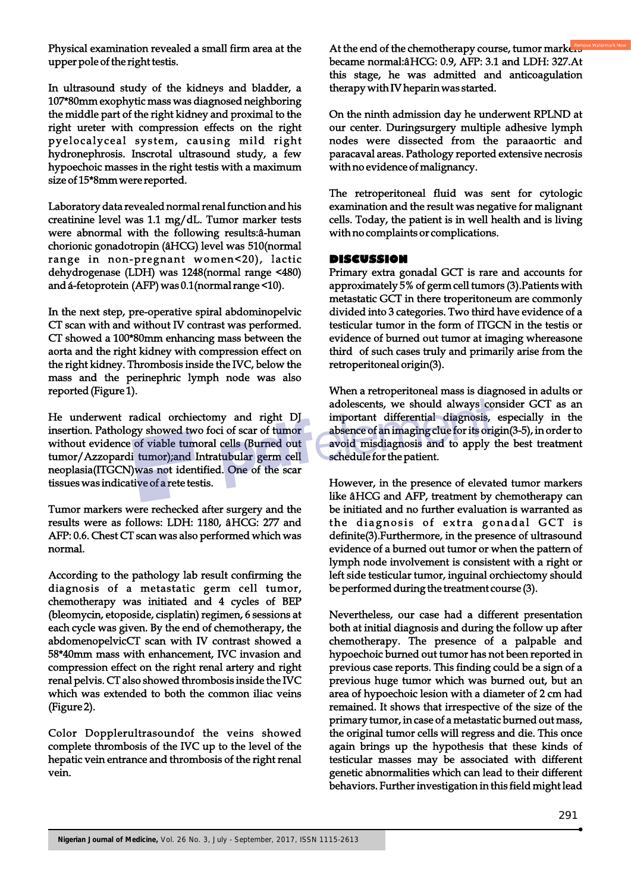Physical examination revealed a small firm area at the upper pole of the right testis.

In ultrasound study of the kidneys and bladder, a 107*80mm exophytic mass was diagnosed neighboring the middle part of the right kidney and proximal to the right ureter with compression effects on the right pyelocalyceal system, causing mild right hydronephrosis. Inscrotal ultrasound study, a few hypoechoic masses in the right testis with a maximum size of 15*8mm were reported.

Laboratory data revealed normal renal function and his creatinine level was 1.1 mg/dL. Tumor marker tests were abnormal with the following results:â-human chorionic gonadotropin (âHCG) level was 510(normal range in non-pregnant women<20), lactic dehydrogenase (LDH) was 1248(normal range <480) and á-fetoprotein (AFP) was 0.1(normal range <10).

In the next step, pre-operative spiral abdominopelvic CT scan with and without IV contrast was performed. CT showed a 100*80mm enhancing mass between the aorta and the right kidney with compression effect on the right kidney. Thrombosis inside the IVC, below the mass and the perinephric lymph node was also reported (Figure 1).

He underwent radical orchiectomy and right DJ insertion. Pathology showed two foci of scar of tumor without evidence of viable tumoral cells (Burned out tumor/Azzopardi tumor);and Intratubular germ cell neoplasia(ITGCN)was not identified. One of the scar tissues was indicative of a rete testis.

Tumor markers were rechecked after surgery and the results were as follows: LDH: 1180, âHCG: 277 and AFP: 0.6. Chest CT scan was also performed which was normal.

According to the pathology lab result confirming the diagnosis of a metastatic germ cell tumor, chemotherapy was initiated and 4 cycles of BEP (bleomycin, etoposide, cisplatin) regimen, 6 sessions at each cycle was given. By the end of chemotherapy, the abdomenopelvicCT scan with IV contrast showed a 58*40mm mass with enhancement, IVC invasion and compression effect on the right renal artery and right renal pelvis. CT also showed thrombosis inside the IVC which was extended to both the common iliac veins (Figure 2).

Color Dopplerultrasoundof the veins showed complete thrombosis of the IVC up to the level of the hepatic vein entrance and thrombosis of the right renal vein.

At the end of the chemotherapy course, tumor markers became normal:âHCG: 0.9, AFP: 3.1 and LDH: 327.At this stage, he was admitted and anticoagulation therapy with IV heparin was started.

On the ninth admission day he underwent RPLND at our center. Duringsurgery multiple adhesive lymph nodes were dissected from the paraaortic and paracaval areas. Pathology reported extensive necrosis with no evidence of malignancy.

The retroperitoneal fluid was sent for cytologic examination and the result was negative for malignant cells. Today, the patient is in well health and is living with no complaints or complications.

## DISCUSSION

Primary extra gonadal GCT is rare and accounts for approximately 5% of germ cell tumors (3).Patients with metastatic GCT in there troperitoneum are commonly divided into 3 categories. Two third have evidence of a testicular tumor in the form of ITGCN in the testis or evidence of burned out tumor at imaging whereasone third of such cases truly and primarily arise from the retroperitoneal origin(3).

When a retroperitoneal mass is diagnosed in adults or adolescents, we should always consider GCT as an important differential diagnosis, especially in the absence of an imaging clue for its origin(3-5), in order to avoid misdiagnosis and to apply the best treatment schedule for the patient.

However, in the presence of elevated tumor markers like âHCG and AFP, treatment by chemotherapy can be initiated and no further evaluation is warranted as the diagnosis of extra gonadal GCT is definite(3).Furthermore, in the presence of ultrasound evidence of burned out tumor or when the pattern of lymph node involvement is consistent with a right or left side testicular tumor, inguinal orchiectomy should be performed during the treatment course (3).

Nevertheless, our case had a different presentation both at initial diagnosis and during the follow up after chemotherapy. The presence of a palpable and hypoechoic burned out tumor has not been reported in previous case reports. This finding could be a sign of a previous huge tumor which was burned out, but an area of hypoechoic lesion with a diameter of 2 cm had remained. It shows that irrespective of the size of the primary tumor, in case of a metastatic burned out mass, the original tumor cells will regress and die. This once again brings up the hypothesis that these kinds of testicular masses may be associated with different genetic abnormalities which can lead to their different behaviors. Further investigation in this field might lead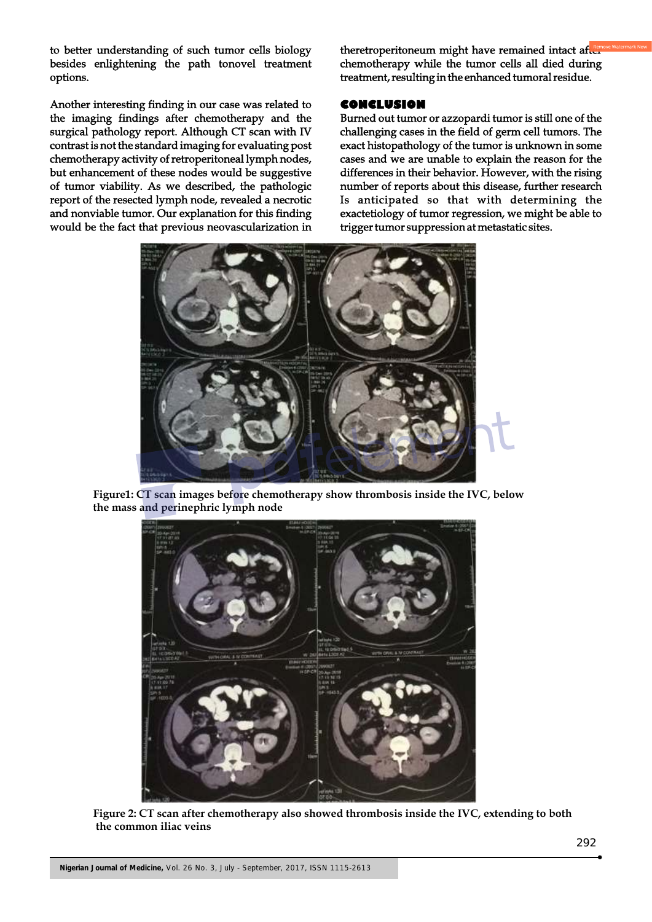to better understanding of such tumor cells biology besides enlightening the path tonovel treatment options.

Another interesting finding in our case was related to the imaging findings after chemotherapy and the surgical pathology report. Although CT scan with IV contrast is not the standard imaging for evaluating post chemotherapy activity of retroperitoneal lymph nodes, but enhancement of these nodes would be suggestive of tumor viability. As we described, the pathologic report of the resected lymph node, revealed a necrotic and nonviable tumor. Our explanation for this finding would be the fact that previous neovascularization in theretroperitoneum might have remained intact after chemotherapy while the tumor cells all died during treatment, resulting in the enhanced tumoral residue.

## CONCLUSION

Burned out tumor or azzopardi tumor is still one of the challenging cases in the field of germ cell tumors. The exact histopathology of the tumor is unknown in some cases and we are unable to explain the reason for the differences in their behavior. However, with the rising number of reports about this disease, further research Is anticipated so that with determining the exactetiology of tumor regression, we might be able to trigger tumor suppression at metastatic sites.

**Figure1: CT scan images before chemotherapy show thrombosis inside the IVC, below the mass and perinephric lymph node**

**Figure 2: CT scan after chemotherapy also showed thrombosis inside the IVC, extending to both the common iliac veins**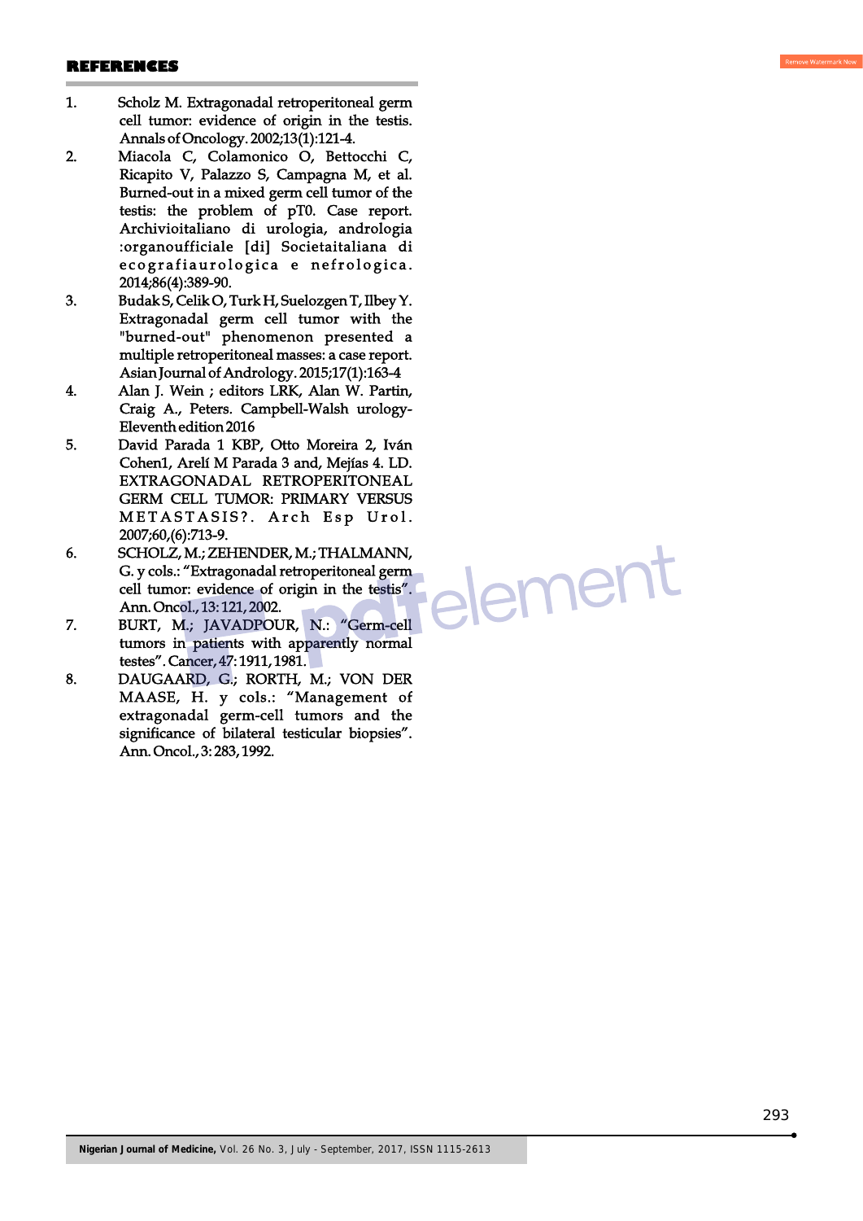## REFERENCES

1. Scholz M. Extragonadal retroperitoneal germ cell tumor: evidence of origin in the testis. Annals of Oncology. 2002;13(1):121-4.
2. Miacola C, Colamonico O, Bettocchi C, Ricapito V, Palazzo S, Campagna M, et al. Burned-out in a mixed germ cell tumor of the testis: the problem of pT0. Case report. Archivioitaliano di urologia, andrologia :organoufficiale [di] Societaitaliana di ecografiaurologica e nefrologica. 2014;86(4):389-90.
3. Budak S, Celik O, Turk H, Suelozgen T, Ilbey Y. Extragonadal germ cell tumor with the "burned-out" phenomenon presented a multiple retroperitoneal masses: a case report. Asian Journal of Andrology. 2015;17(1):163-4
4. Alan J. Wein ; editors LRK, Alan W. Partin, Craig A., Peters. Campbell-Walsh urology- Eleventh edition 2016
5. David Parada 1 KBP, Otto Moreira 2, Iván Cohen1, Arelí M Parada 3 and, Mejías 4. LD. EXTRAGONADAL RETROPERITONEAL GERM CELL TUMOR: PRIMARY VERSUS METASTASIS?. Arch Esp Urol. 2007;60,(6):713-9.
6. SCHOLZ, M.; ZEHENDER, M.; THALMANN, G. y cols.: "Extragonadal retroperitoneal germ cell tumor: evidence of origin in the testis". Ann. Oncol., 13: 121, 2002.
7. BURT, M.; JAVADPOUR, N.: "Germ-cell tumors in patients with apparently normal testes". Cancer, 47: 1911, 1981.
8. DAUGAARD, G.; RORTH, M.; VON DER MAASE, H. y cols.: "Management of extragonadal germ-cell tumors and the significance of bilateral testicular biopsies". Ann. Oncol., 3: 283, 1992.